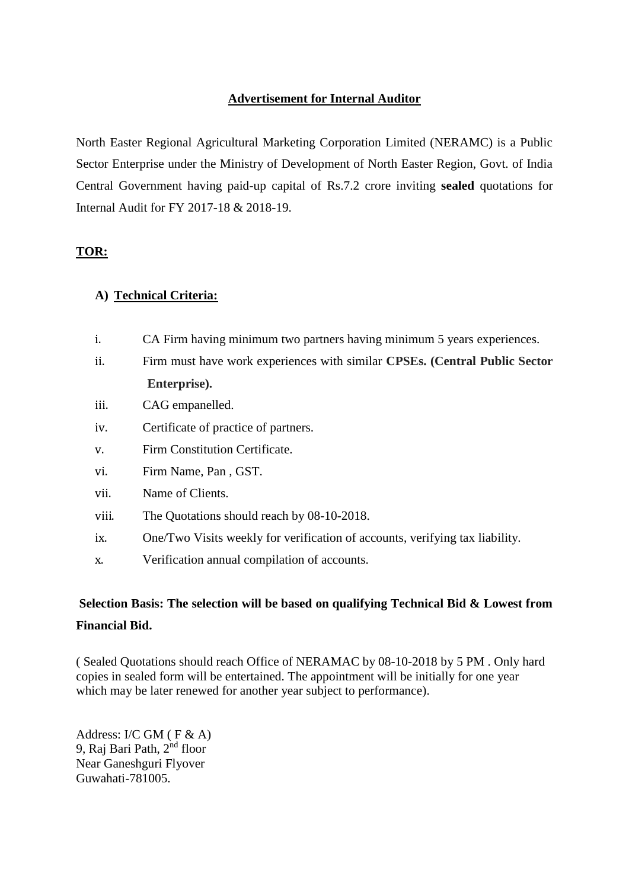## Advertisement for Internal Auditor

North Easter Regional Agricultural Marketing Corporation Limited (NERAMC) is a Public Sector Enterprise under the Ministry of Development of North Easter Region, Govt. of India Central Government having paid-up capital of Rs.7.2 crore inviting **sealed** quotations for Internal Audit for FY 2017-18 & 2018-19.

**TOR:**

**A) Technical Criteria:**

i. CA Firm having minimum two partners having minimum 5 years experiences.

ii. Firm must have work experiences with similar **CPSEs. (Central Public Sector Enterprise).**

iii. CAG empanelled.

iv. Certificate of practice of partners.

v. Firm Constitution Certificate.

vi. Firm Name, Pan , GST.

vii. Name of Clients.

viii. The Quotations should reach by 08-10-2018.

ix. One/Two Visits weekly for verification of accounts, verifying tax liability.

x. Verification annual compilation of accounts.

**Selection Basis: The selection will be based on qualifying Technical Bid & Lowest from Financial Bid.**

( Sealed Quotations should reach Office of NERAMAC by 08-10-2018 by 5 PM . Only hard copies in sealed form will be entertained. The appointment will be initially for one year which may be later renewed for another year subject to performance).

Address: I/C GM ( F & A)
9, Raj Bari Path, 2nd floor
Near Ganeshguri Flyover
Guwahati-781005.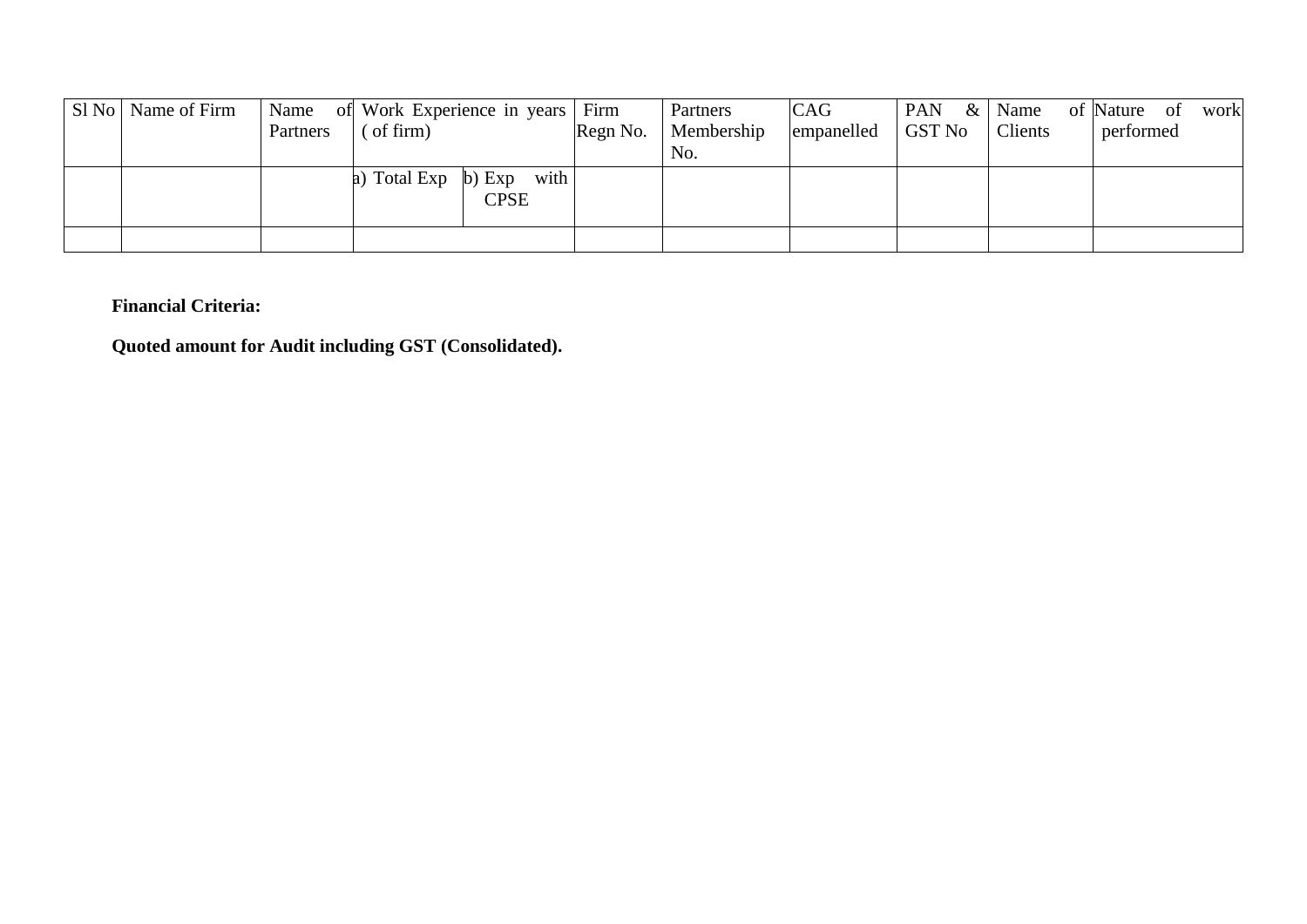| Sl No | Name of Firm | Name of Partners | Work Experience in years ( of firm) | | Firm Regn No. | Partners Membership No. | CAG empanelled | PAN & GST No | Name of Clients | Nature of work performed |
|---|---|---|---|---|---|---|---|---|---|---|
| | | | a) Total Exp | b) Exp with CPSE | | | | | | |
| | | | | | | | | | | |

**Financial Criteria:**

**Quoted amount for Audit including GST (Consolidated).**